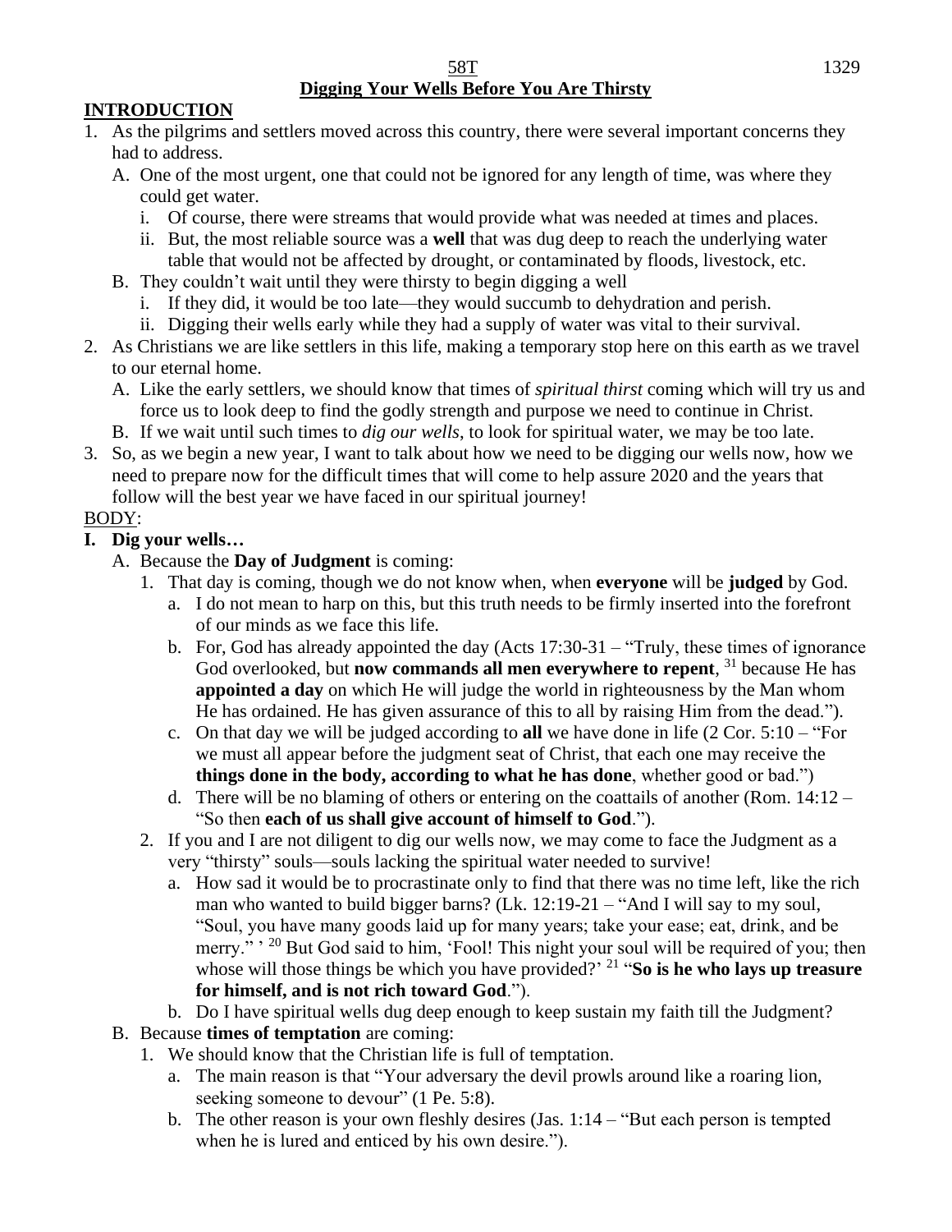58T

# Digging Your Wells Before You Are Thirsty

## INTRODUCTION

1. As the pilgrims and settlers moved across this country, there were several important concerns they had to address.
   - A. One of the most urgent, one that could not be ignored for any length of time, was where they could get water.
     - i. Of course, there were streams that would provide what was needed at times and places.
     - ii. But, the most reliable source was a **well** that was dug deep to reach the underlying water table that would not be affected by drought, or contaminated by floods, livestock, etc.
   - B. They couldn't wait until they were thirsty to begin digging a well
     - i. If they did, it would be too late—they would succumb to dehydration and perish.
     - ii. Digging their wells early while they had a supply of water was vital to their survival.
2. As Christians we are like settlers in this life, making a temporary stop here on this earth as we travel to our eternal home.
   - A. Like the early settlers, we should know that times of *spiritual thirst* coming which will try us and force us to look deep to find the godly strength and purpose we need to continue in Christ.
   - B. If we wait until such times to *dig our wells*, to look for spiritual water, we may be too late.
3. So, as we begin a new year, I want to talk about how we need to be digging our wells now, how we need to prepare now for the difficult times that will come to help assure 2020 and the years that follow will the best year we have faced in our spiritual journey!

## BODY:

### I. Dig your wells…

- A. Because the **Day of Judgment** is coming:
  1. That day is coming, though we do not know when, when **everyone** will be **judged** by God.
     - a. I do not mean to harp on this, but this truth needs to be firmly inserted into the forefront of our minds as we face this life.
     - b. For, God has already appointed the day (Acts 17:30-31 – "Truly, these times of ignorance God overlooked, but **now commands all men everywhere to repent**, [31] because He has **appointed a day** on which He will judge the world in righteousness by the Man whom He has ordained. He has given assurance of this to all by raising Him from the dead.").
     - c. On that day we will be judged according to **all** we have done in life (2 Cor. 5:10 – "For we must all appear before the judgment seat of Christ, that each one may receive the **things done in the body, according to what he has done**, whether good or bad.")
     - d. There will be no blaming of others or entering on the coattails of another (Rom. 14:12 – "So then **each of us shall give account of himself to God**.").
  2. If you and I are not diligent to dig our wells now, we may come to face the Judgment as a very "thirsty" souls—souls lacking the spiritual water needed to survive!
     - a. How sad it would be to procrastinate only to find that there was no time left, like the rich man who wanted to build bigger barns? (Lk. 12:19-21 – "And I will say to my soul, "Soul, you have many goods laid up for many years; take your ease; eat, drink, and be merry." ' [20] But God said to him, 'Fool! This night your soul will be required of you; then whose will those things be which you have provided?' [21] "**So is he who lays up treasure for himself, and is not rich toward God**.").
     - b. Do I have spiritual wells dug deep enough to keep sustain my faith till the Judgment?
- B. Because **times of temptation** are coming:
  1. We should know that the Christian life is full of temptation.
     - a. The main reason is that "Your adversary the devil prowls around like a roaring lion, seeking someone to devour" (1 Pe. 5:8).
     - b. The other reason is your own fleshly desires (Jas. 1:14 – "But each person is tempted when he is lured and enticed by his own desire.").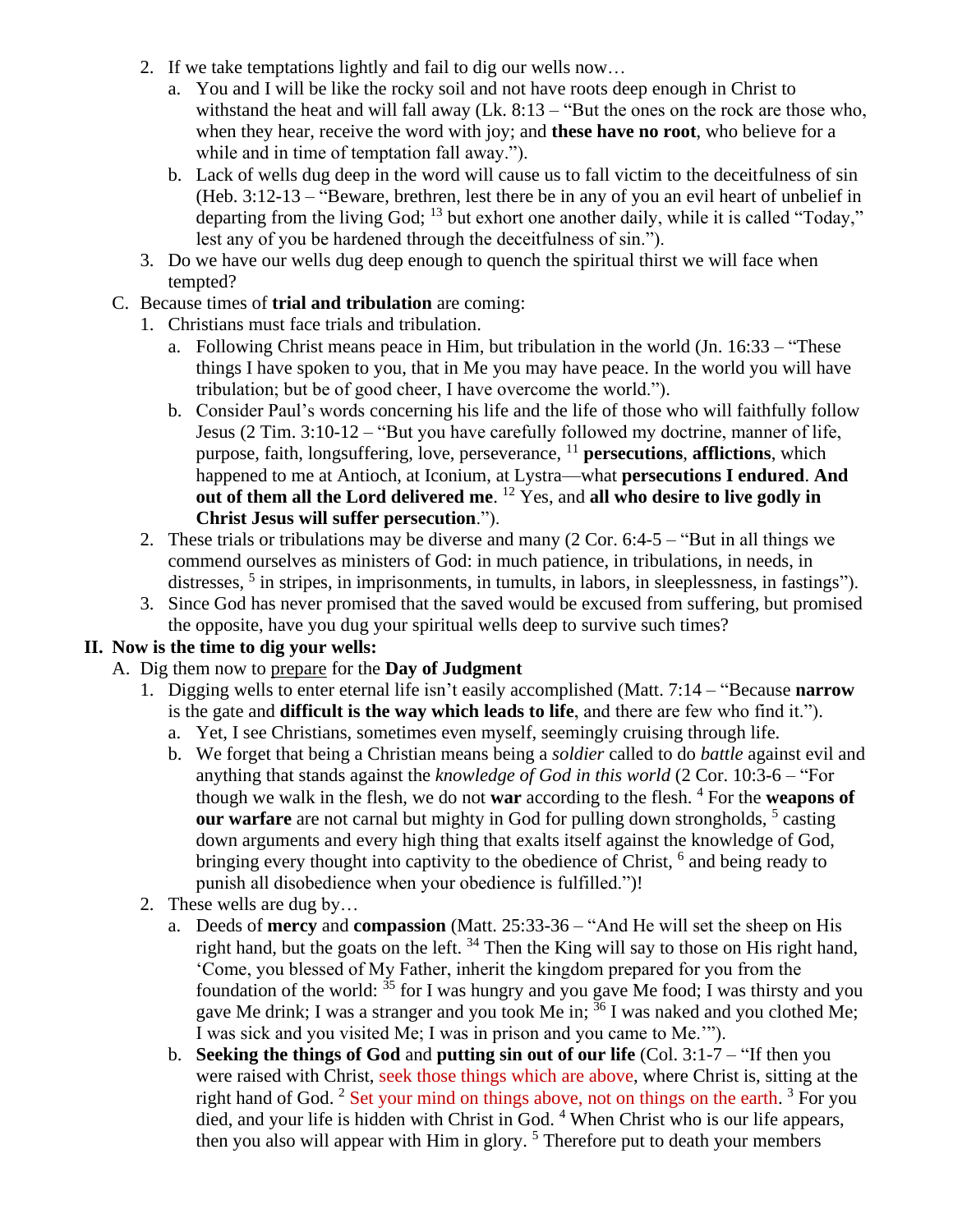2. If we take temptations lightly and fail to dig our wells now…
   a. You and I will be like the rocky soil and not have roots deep enough in Christ to withstand the heat and will fall away (Lk. 8:13 – "But the ones on the rock are those who, when they hear, receive the word with joy; and **these have no root**, who believe for a while and in time of temptation fall away.").
   b. Lack of wells dug deep in the word will cause us to fall victim to the deceitfulness of sin (Heb. 3:12-13 – "Beware, brethren, lest there be in any of you an evil heart of unbelief in departing from the living God; [13] but exhort one another daily, while it is called "Today," lest any of you be hardened through the deceitfulness of sin.").
3. Do we have our wells dug deep enough to quench the spiritual thirst we will face when tempted?

C. Because times of **trial and tribulation** are coming:
1. Christians must face trials and tribulation.
   a. Following Christ means peace in Him, but tribulation in the world (Jn. 16:33 – "These things I have spoken to you, that in Me you may have peace. In the world you will have tribulation; but be of good cheer, I have overcome the world.").
   b. Consider Paul's words concerning his life and the life of those who will faithfully follow Jesus (2 Tim. 3:10-12 – "But you have carefully followed my doctrine, manner of life, purpose, faith, longsuffering, love, perseverance, [11] **persecutions**, **afflictions**, which happened to me at Antioch, at Iconium, at Lystra—what **persecutions I endured**. **And out of them all the Lord delivered me**. [12] Yes, and **all who desire to live godly in Christ Jesus will suffer persecution**.").
2. These trials or tribulations may be diverse and many (2 Cor. 6:4-5 – "But in all things we commend ourselves as ministers of God: in much patience, in tribulations, in needs, in distresses, [5] in stripes, in imprisonments, in tumults, in labors, in sleeplessness, in fastings").
3. Since God has never promised that the saved would be excused from suffering, but promised the opposite, have you dug your spiritual wells deep to survive such times?

## II. Now is the time to dig your wells:

A. Dig them now to <u>prepare</u> for the **Day of Judgment**
1. Digging wells to enter eternal life isn't easily accomplished (Matt. 7:14 – "Because **narrow** is the gate and **difficult is the way which leads to life**, and there are few who find it.").
   a. Yet, I see Christians, sometimes even myself, seemingly cruising through life.
   b. We forget that being a Christian means being a *soldier* called to do *battle* against evil and anything that stands against the *knowledge of God in this world* (2 Cor. 10:3-6 – "For though we walk in the flesh, we do not **war** according to the flesh. [4] For the **weapons of our warfare** are not carnal but mighty in God for pulling down strongholds, [5] casting down arguments and every high thing that exalts itself against the knowledge of God, bringing every thought into captivity to the obedience of Christ, [6] and being ready to punish all disobedience when your obedience is fulfilled.")!
2. These wells are dug by…
   a. Deeds of **mercy** and **compassion** (Matt. 25:33-36 – "And He will set the sheep on His right hand, but the goats on the left. [34] Then the King will say to those on His right hand, 'Come, you blessed of My Father, inherit the kingdom prepared for you from the foundation of the world: [35] for I was hungry and you gave Me food; I was thirsty and you gave Me drink; I was a stranger and you took Me in; [36] I was naked and you clothed Me; I was sick and you visited Me; I was in prison and you came to Me.'").
   b. **Seeking the things of God** and **putting sin out of our life** (Col. 3:1-7 – "If then you were raised with Christ, seek those things which are above, where Christ is, sitting at the right hand of God. [2] Set your mind on things above, not on things on the earth. [3] For you died, and your life is hidden with Christ in God. [4] When Christ who is our life appears, then you also will appear with Him in glory. [5] Therefore put to death your members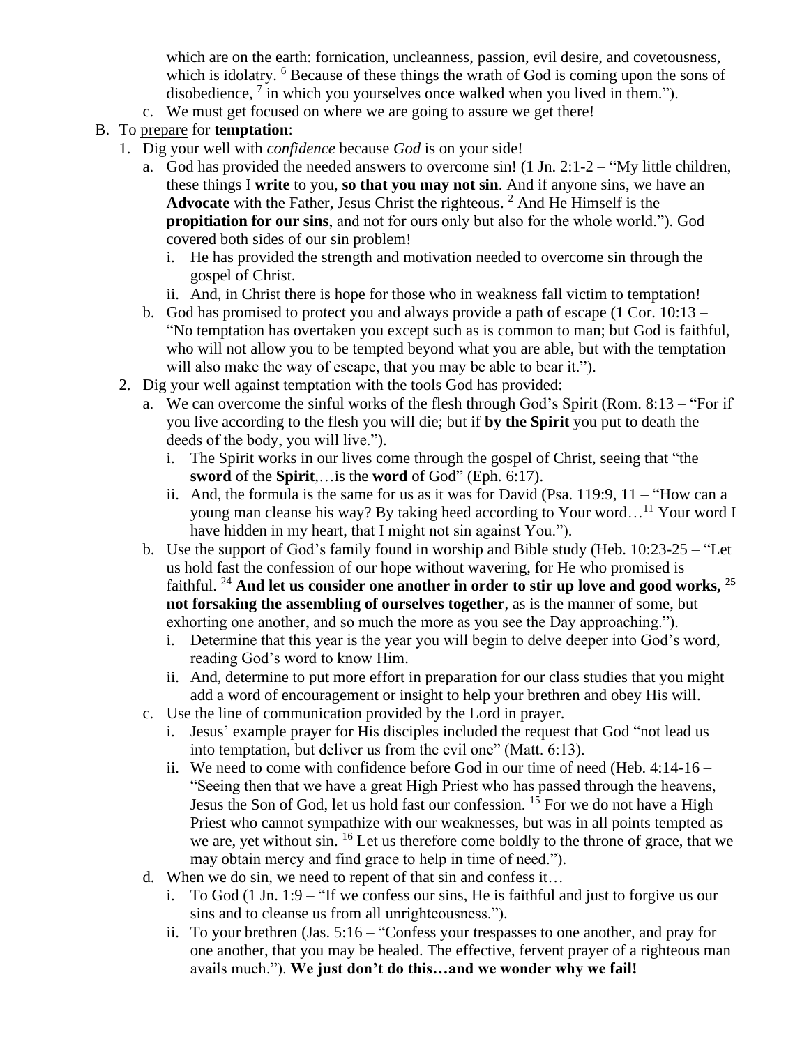which are on the earth: fornication, uncleanness, passion, evil desire, and covetousness, which is idolatry. [6] Because of these things the wrath of God is coming upon the sons of disobedience, [7] in which you yourselves once walked when you lived in them.").

c. We must get focused on where we are going to assure we get there!

B. To <u>prepare</u> for **temptation**:

1. Dig your well with *confidence* because *God* is on your side!
   a. God has provided the needed answers to overcome sin! (1 Jn. 2:1-2 – "My little children, these things I **write** to you, **so that you may not sin**. And if anyone sins, we have an **Advocate** with the Father, Jesus Christ the righteous. [2] And He Himself is the **propitiation for our sins**, and not for ours only but also for the whole world."). God covered both sides of our sin problem!
      i. He has provided the strength and motivation needed to overcome sin through the gospel of Christ.
      ii. And, in Christ there is hope for those who in weakness fall victim to temptation!
   b. God has promised to protect you and always provide a path of escape (1 Cor. 10:13 – "No temptation has overtaken you except such as is common to man; but God is faithful, who will not allow you to be tempted beyond what you are able, but with the temptation will also make the way of escape, that you may be able to bear it.").

2. Dig your well against temptation with the tools God has provided:
   a. We can overcome the sinful works of the flesh through God's Spirit (Rom. 8:13 – "For if you live according to the flesh you will die; but if **by the Spirit** you put to death the deeds of the body, you will live.").
      i. The Spirit works in our lives come through the gospel of Christ, seeing that "the **sword** of the **Spirit**,…is the **word** of God" (Eph. 6:17).
      ii. And, the formula is the same for us as it was for David (Psa. 119:9, 11 – "How can a young man cleanse his way? By taking heed according to Your word…[11] Your word I have hidden in my heart, that I might not sin against You.").
   b. Use the support of God's family found in worship and Bible study (Heb. 10:23-25 – "Let us hold fast the confession of our hope without wavering, for He who promised is faithful. [24] **And let us consider one another in order to stir up love and good works, [25] not forsaking the assembling of ourselves together**, as is the manner of some, but exhorting one another, and so much the more as you see the Day approaching.").
      i. Determine that this year is the year you will begin to delve deeper into God's word, reading God's word to know Him.
      ii. And, determine to put more effort in preparation for our class studies that you might add a word of encouragement or insight to help your brethren and obey His will.
   c. Use the line of communication provided by the Lord in prayer.
      i. Jesus' example prayer for His disciples included the request that God "not lead us into temptation, but deliver us from the evil one" (Matt. 6:13).
      ii. We need to come with confidence before God in our time of need (Heb. 4:14-16 – "Seeing then that we have a great High Priest who has passed through the heavens, Jesus the Son of God, let us hold fast our confession. [15] For we do not have a High Priest who cannot sympathize with our weaknesses, but was in all points tempted as we are, yet without sin. [16] Let us therefore come boldly to the throne of grace, that we may obtain mercy and find grace to help in time of need.").
   d. When we do sin, we need to repent of that sin and confess it…
      i. To God (1 Jn. 1:9 – "If we confess our sins, He is faithful and just to forgive us our sins and to cleanse us from all unrighteousness.").
      ii. To your brethren (Jas. 5:16 – "Confess your trespasses to one another, and pray for one another, that you may be healed. The effective, fervent prayer of a righteous man avails much."). **We just don't do this…and we wonder why we fail!**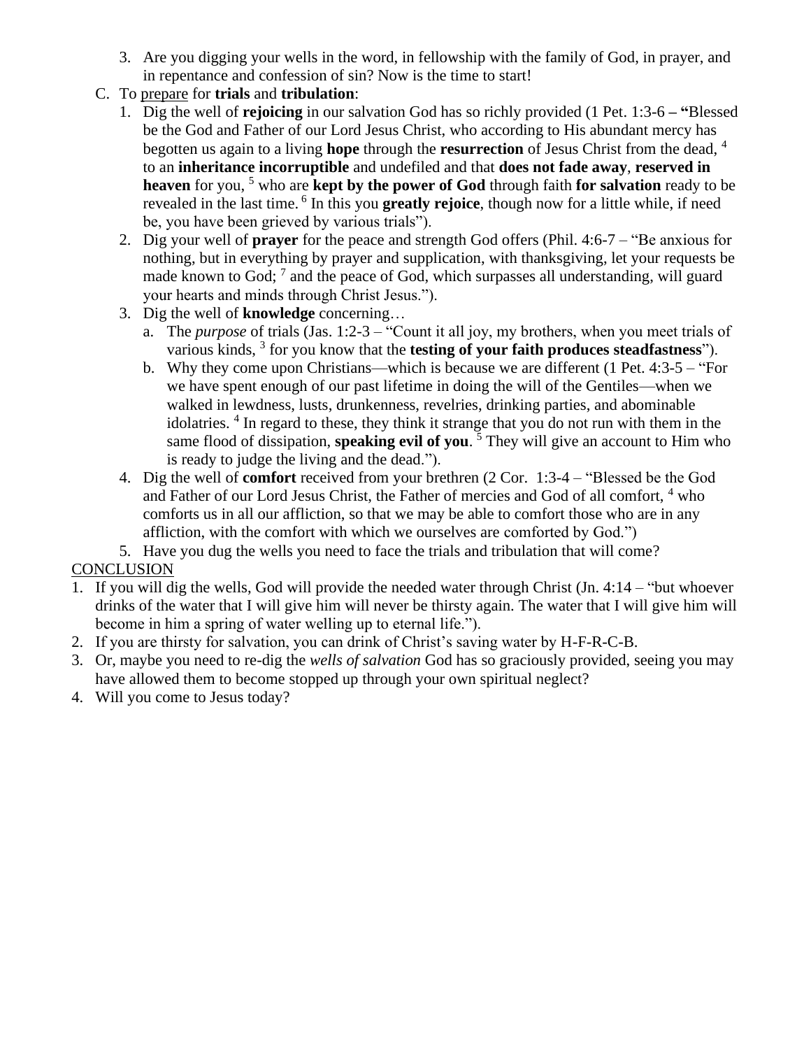3. Are you digging your wells in the word, in fellowship with the family of God, in prayer, and in repentance and confession of sin? Now is the time to start!

C. To prepare for **trials** and **tribulation**:

1. Dig the well of **rejoicing** in our salvation God has so richly provided (1 Pet. 1:3-6 **– "**Blessed be the God and Father of our Lord Jesus Christ, who according to His abundant mercy has begotten us again to a living **hope** through the **resurrection** of Jesus Christ from the dead, [4] to an **inheritance incorruptible** and undefiled and that **does not fade away**, **reserved in heaven** for you, [5] who are **kept by the power of God** through faith **for salvation** ready to be revealed in the last time. [6] In this you **greatly rejoice**, though now for a little while, if need be, you have been grieved by various trials").
2. Dig your well of **prayer** for the peace and strength God offers (Phil. 4:6-7 – "Be anxious for nothing, but in everything by prayer and supplication, with thanksgiving, let your requests be made known to God; [7] and the peace of God, which surpasses all understanding, will guard your hearts and minds through Christ Jesus.").
3. Dig the well of **knowledge** concerning…
   a. The *purpose* of trials (Jas. 1:2-3 – "Count it all joy, my brothers, when you meet trials of various kinds, [3] for you know that the **testing of your faith produces steadfastness**").
   b. Why they come upon Christians—which is because we are different (1 Pet. 4:3-5 – "For we have spent enough of our past lifetime in doing the will of the Gentiles—when we walked in lewdness, lusts, drunkenness, revelries, drinking parties, and abominable idolatries. [4] In regard to these, they think it strange that you do not run with them in the same flood of dissipation, **speaking evil of you**. [5] They will give an account to Him who is ready to judge the living and the dead.").
4. Dig the well of **comfort** received from your brethren (2 Cor. 1:3-4 – "Blessed be the God and Father of our Lord Jesus Christ, the Father of mercies and God of all comfort, [4] who comforts us in all our affliction, so that we may be able to comfort those who are in any affliction, with the comfort with which we ourselves are comforted by God.")
5. Have you dug the wells you need to face the trials and tribulation that will come?

CONCLUSION

1. If you will dig the wells, God will provide the needed water through Christ (Jn. 4:14 – "but whoever drinks of the water that I will give him will never be thirsty again. The water that I will give him will become in him a spring of water welling up to eternal life.").
2. If you are thirsty for salvation, you can drink of Christ's saving water by H-F-R-C-B.
3. Or, maybe you need to re-dig the *wells of salvation* God has so graciously provided, seeing you may have allowed them to become stopped up through your own spiritual neglect?
4. Will you come to Jesus today?